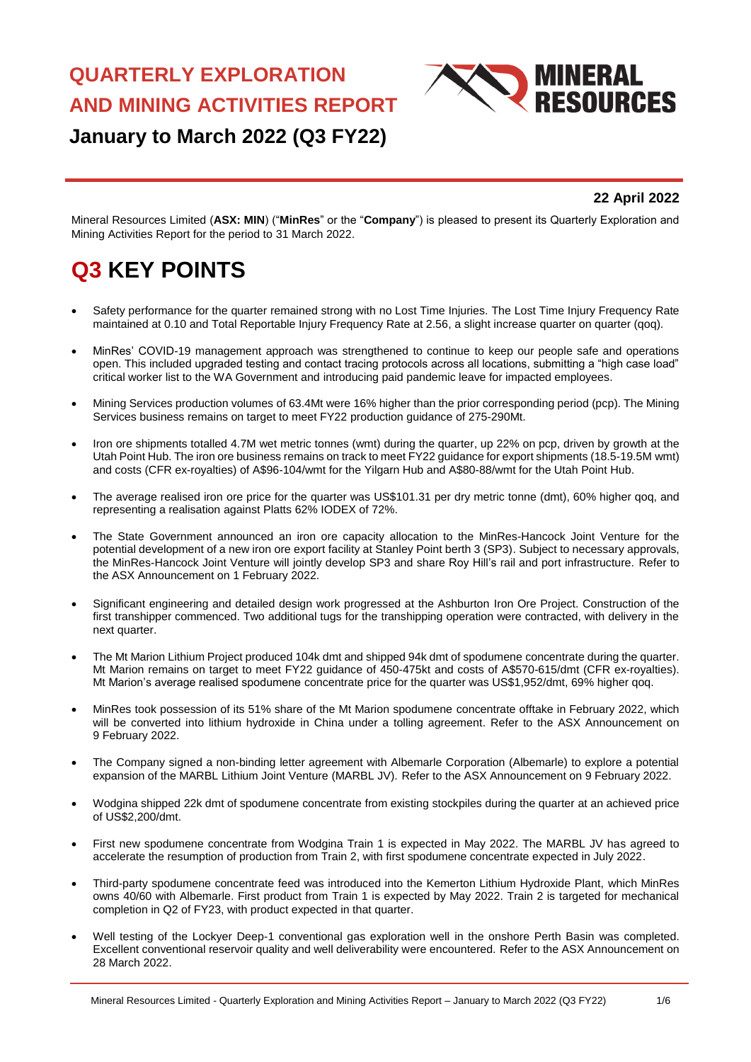# QUARTERLY EXPLORATION AND MINING ACTIVITIES REPORT

## January to March 2022 (Q3 FY22)

**22 April 2022**

Mineral Resources Limited (**ASX: MIN**) ("**MinRes**" or the "**Company**") is pleased to present its Quarterly Exploration and Mining Activities Report for the period to 31 March 2022.

# Q3 KEY POINTS

- Safety performance for the quarter remained strong with no Lost Time Injuries. The Lost Time Injury Frequency Rate maintained at 0.10 and Total Reportable Injury Frequency Rate at 2.56, a slight increase quarter on quarter (qoq).
- MinRes' COVID-19 management approach was strengthened to continue to keep our people safe and operations open. This included upgraded testing and contact tracing protocols across all locations, submitting a "high case load" critical worker list to the WA Government and introducing paid pandemic leave for impacted employees.
- Mining Services production volumes of 63.4Mt were 16% higher than the prior corresponding period (pcp). The Mining Services business remains on target to meet FY22 production guidance of 275-290Mt.
- Iron ore shipments totalled 4.7M wet metric tonnes (wmt) during the quarter, up 22% on pcp, driven by growth at the Utah Point Hub. The iron ore business remains on track to meet FY22 guidance for export shipments (18.5-19.5M wmt) and costs (CFR ex-royalties) of A$96-104/wmt for the Yilgarn Hub and A$80-88/wmt for the Utah Point Hub.
- The average realised iron ore price for the quarter was US$101.31 per dry metric tonne (dmt), 60% higher qoq, and representing a realisation against Platts 62% IODEX of 72%.
- The State Government announced an iron ore capacity allocation to the MinRes-Hancock Joint Venture for the potential development of a new iron ore export facility at Stanley Point berth 3 (SP3). Subject to necessary approvals, the MinRes-Hancock Joint Venture will jointly develop SP3 and share Roy Hill's rail and port infrastructure. Refer to the ASX Announcement on 1 February 2022.
- Significant engineering and detailed design work progressed at the Ashburton Iron Ore Project. Construction of the first transhipper commenced. Two additional tugs for the transhipping operation were contracted, with delivery in the next quarter.
- The Mt Marion Lithium Project produced 104k dmt and shipped 94k dmt of spodumene concentrate during the quarter. Mt Marion remains on target to meet FY22 guidance of 450-475kt and costs of A$570-615/dmt (CFR ex-royalties). Mt Marion's average realised spodumene concentrate price for the quarter was US$1,952/dmt, 69% higher qoq.
- MinRes took possession of its 51% share of the Mt Marion spodumene concentrate offtake in February 2022, which will be converted into lithium hydroxide in China under a tolling agreement. Refer to the ASX Announcement on 9 February 2022.
- The Company signed a non-binding letter agreement with Albemarle Corporation (Albemarle) to explore a potential expansion of the MARBL Lithium Joint Venture (MARBL JV). Refer to the ASX Announcement on 9 February 2022.
- Wodgina shipped 22k dmt of spodumene concentrate from existing stockpiles during the quarter at an achieved price of US$2,200/dmt.
- First new spodumene concentrate from Wodgina Train 1 is expected in May 2022. The MARBL JV has agreed to accelerate the resumption of production from Train 2, with first spodumene concentrate expected in July 2022.
- Third-party spodumene concentrate feed was introduced into the Kemerton Lithium Hydroxide Plant, which MinRes owns 40/60 with Albemarle. First product from Train 1 is expected by May 2022. Train 2 is targeted for mechanical completion in Q2 of FY23, with product expected in that quarter.
- Well testing of the Lockyer Deep-1 conventional gas exploration well in the onshore Perth Basin was completed. Excellent conventional reservoir quality and well deliverability were encountered. Refer to the ASX Announcement on 28 March 2022.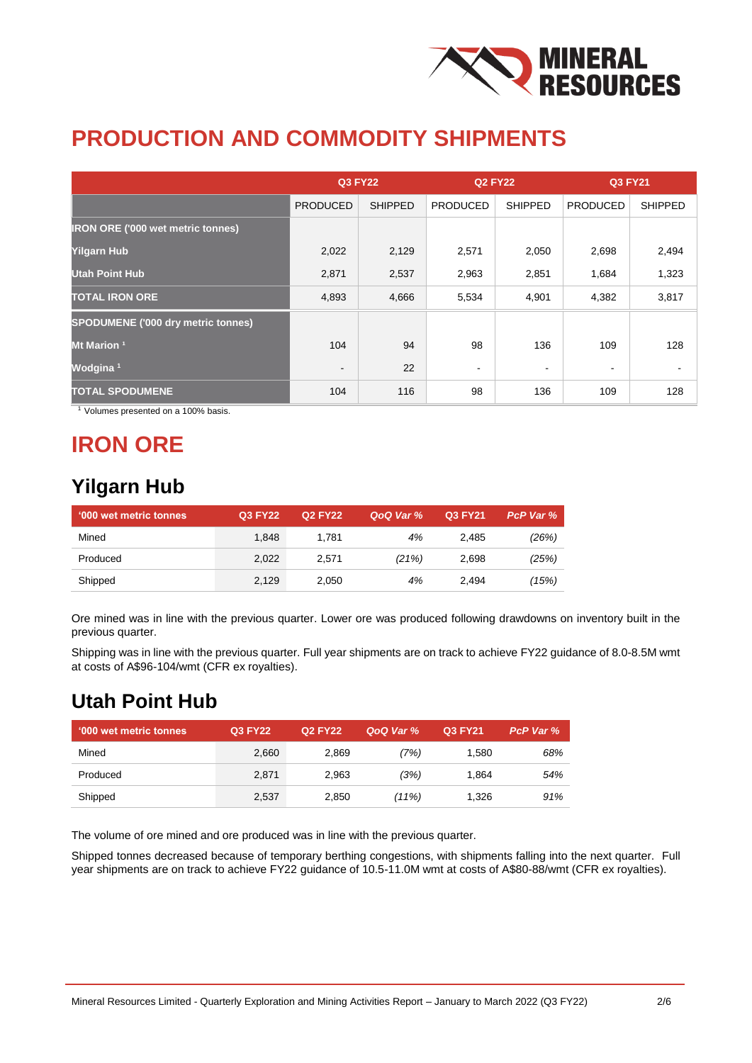# PRODUCTION AND COMMODITY SHIPMENTS

| | Q3 FY22 | | Q2 FY22 | | Q3 FY21 | |
|---|---|---|---|---|---|---|
| | PRODUCED | SHIPPED | PRODUCED | SHIPPED | PRODUCED | SHIPPED |
| **IRON ORE ('000 wet metric tonnes)** | | | | | | |
| **Yilgarn Hub** | 2,022 | 2,129 | 2,571 | 2,050 | 2,698 | 2,494 |
| **Utah Point Hub** | 2,871 | 2,537 | 2,963 | 2,851 | 1,684 | 1,323 |
| **TOTAL IRON ORE** | 4,893 | 4,666 | 5,534 | 4,901 | 4,382 | 3,817 |
| **SPODUMENE ('000 dry metric tonnes)** | | | | | | |
| **Mt Marion [1]** | 104 | 94 | 98 | 136 | 109 | 128 |
| **Wodgina [1]** | - | 22 | - | - | - | - |
| **TOTAL SPODUMENE** | 104 | 116 | 98 | 136 | 109 | 128 |

[1] Volumes presented on a 100% basis.

# IRON ORE

## Yilgarn Hub

| '000 wet metric tonnes | Q3 FY22 | Q2 FY22 | *QoQ Var %* | Q3 FY21 | *PcP Var %* |
|---|---|---|---|---|---|
| Mined | 1,848 | 1,781 | *4%* | 2,485 | *(26%)* |
| Produced | 2,022 | 2,571 | *(21%)* | 2,698 | *(25%)* |
| Shipped | 2,129 | 2,050 | *4%* | 2,494 | *(15%)* |

Ore mined was in line with the previous quarter. Lower ore was produced following drawdowns on inventory built in the previous quarter.

Shipping was in line with the previous quarter. Full year shipments are on track to achieve FY22 guidance of 8.0-8.5M wmt at costs of A$96-104/wmt (CFR ex royalties).

## Utah Point Hub

| '000 wet metric tonnes | Q3 FY22 | Q2 FY22 | *QoQ Var %* | Q3 FY21 | *PcP Var %* |
|---|---|---|---|---|---|
| Mined | 2,660 | 2,869 | *(7%)* | 1,580 | *68%* |
| Produced | 2,871 | 2,963 | *(3%)* | 1,864 | *54%* |
| Shipped | 2,537 | 2,850 | *(11%)* | 1,326 | *91%* |

The volume of ore mined and ore produced was in line with the previous quarter.

Shipped tonnes decreased because of temporary berthing congestions, with shipments falling into the next quarter. Full year shipments are on track to achieve FY22 guidance of 10.5-11.0M wmt at costs of A$80-88/wmt (CFR ex royalties).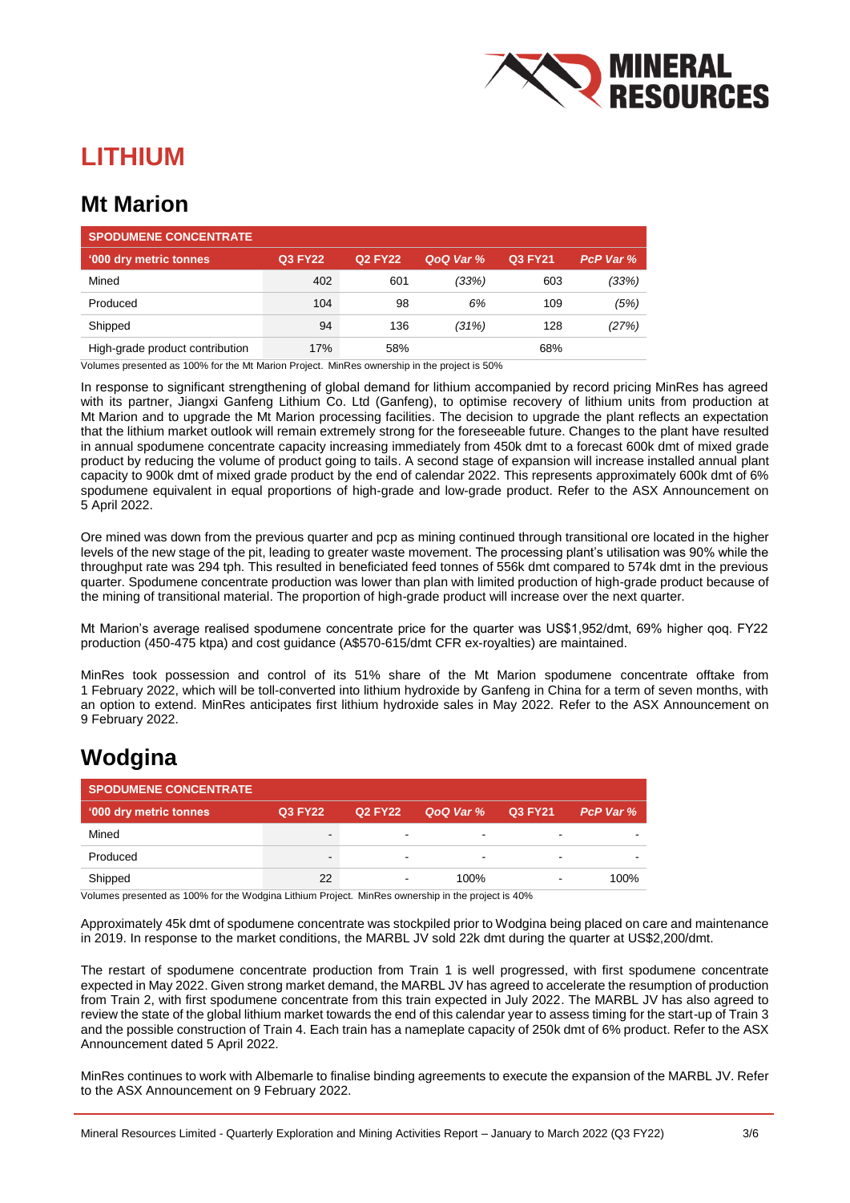# LITHIUM

## Mt Marion

| SPODUMENE CONCENTRATE | | | | | |
|---|---|---|---|---|---|
| '000 dry metric tonnes | Q3 FY22 | Q2 FY22 | *QoQ Var %* | Q3 FY21 | *PcP Var %* |
| Mined | 402 | 601 | *(33%)* | 603 | *(33%)* |
| Produced | 104 | 98 | *6%* | 109 | *(5%)* |
| Shipped | 94 | 136 | *(31%)* | 128 | *(27%)* |
| High-grade product contribution | 17% | 58% | | 68% | |

Volumes presented as 100% for the Mt Marion Project. MinRes ownership in the project is 50%

In response to significant strengthening of global demand for lithium accompanied by record pricing MinRes has agreed with its partner, Jiangxi Ganfeng Lithium Co. Ltd (Ganfeng), to optimise recovery of lithium units from production at Mt Marion and to upgrade the Mt Marion processing facilities. The decision to upgrade the plant reflects an expectation that the lithium market outlook will remain extremely strong for the foreseeable future. Changes to the plant have resulted in annual spodumene concentrate capacity increasing immediately from 450k dmt to a forecast 600k dmt of mixed grade product by reducing the volume of product going to tails. A second stage of expansion will increase installed annual plant capacity to 900k dmt of mixed grade product by the end of calendar 2022. This represents approximately 600k dmt of 6% spodumene equivalent in equal proportions of high-grade and low-grade product. Refer to the ASX Announcement on 5 April 2022.

Ore mined was down from the previous quarter and pcp as mining continued through transitional ore located in the higher levels of the new stage of the pit, leading to greater waste movement. The processing plant's utilisation was 90% while the throughput rate was 294 tph. This resulted in beneficiated feed tonnes of 556k dmt compared to 574k dmt in the previous quarter. Spodumene concentrate production was lower than plan with limited production of high-grade product because of the mining of transitional material. The proportion of high-grade product will increase over the next quarter.

Mt Marion's average realised spodumene concentrate price for the quarter was US$1,952/dmt, 69% higher qoq. FY22 production (450-475 ktpa) and cost guidance (A$570-615/dmt CFR ex-royalties) are maintained.

MinRes took possession and control of its 51% share of the Mt Marion spodumene concentrate offtake from 1 February 2022, which will be toll-converted into lithium hydroxide by Ganfeng in China for a term of seven months, with an option to extend. MinRes anticipates first lithium hydroxide sales in May 2022. Refer to the ASX Announcement on 9 February 2022.

## Wodgina

| SPODUMENE CONCENTRATE | | | | | |
|---|---|---|---|---|---|
| '000 dry metric tonnes | Q3 FY22 | Q2 FY22 | *QoQ Var %* | Q3 FY21 | *PcP Var %* |
| Mined | - | - | - | - | - |
| Produced | - | - | - | - | - |
| Shipped | 22 | - | 100% | - | 100% |

Volumes presented as 100% for the Wodgina Lithium Project. MinRes ownership in the project is 40%

Approximately 45k dmt of spodumene concentrate was stockpiled prior to Wodgina being placed on care and maintenance in 2019. In response to the market conditions, the MARBL JV sold 22k dmt during the quarter at US$2,200/dmt.

The restart of spodumene concentrate production from Train 1 is well progressed, with first spodumene concentrate expected in May 2022. Given strong market demand, the MARBL JV has agreed to accelerate the resumption of production from Train 2, with first spodumene concentrate from this train expected in July 2022. The MARBL JV has also agreed to review the state of the global lithium market towards the end of this calendar year to assess timing for the start-up of Train 3 and the possible construction of Train 4. Each train has a nameplate capacity of 250k dmt of 6% product. Refer to the ASX Announcement dated 5 April 2022.

MinRes continues to work with Albemarle to finalise binding agreements to execute the expansion of the MARBL JV. Refer to the ASX Announcement on 9 February 2022.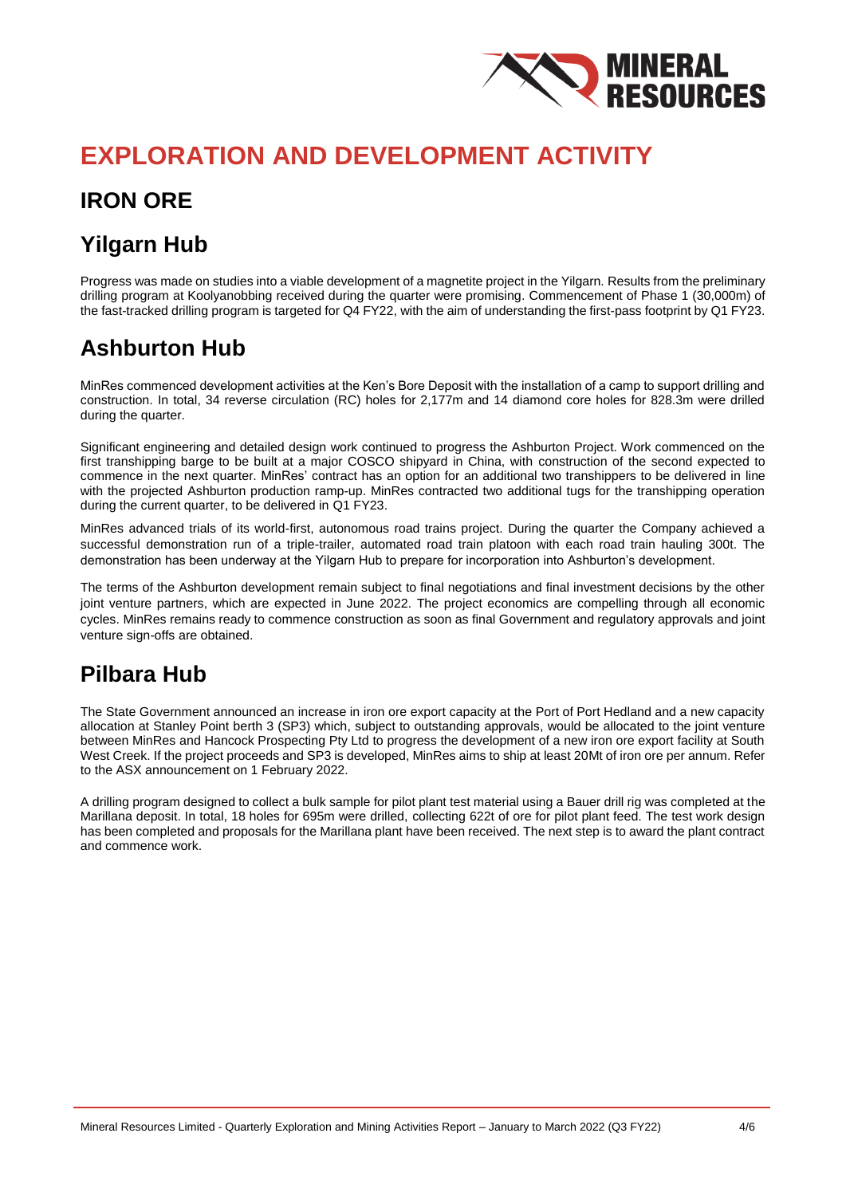# EXPLORATION AND DEVELOPMENT ACTIVITY

## IRON ORE

## Yilgarn Hub

Progress was made on studies into a viable development of a magnetite project in the Yilgarn. Results from the preliminary drilling program at Koolyanobbing received during the quarter were promising. Commencement of Phase 1 (30,000m) of the fast-tracked drilling program is targeted for Q4 FY22, with the aim of understanding the first-pass footprint by Q1 FY23.

## Ashburton Hub

MinRes commenced development activities at the Ken's Bore Deposit with the installation of a camp to support drilling and construction. In total, 34 reverse circulation (RC) holes for 2,177m and 14 diamond core holes for 828.3m were drilled during the quarter.

Significant engineering and detailed design work continued to progress the Ashburton Project. Work commenced on the first transhipping barge to be built at a major COSCO shipyard in China, with construction of the second expected to commence in the next quarter. MinRes' contract has an option for an additional two transhippers to be delivered in line with the projected Ashburton production ramp-up. MinRes contracted two additional tugs for the transhipping operation during the current quarter, to be delivered in Q1 FY23.

MinRes advanced trials of its world-first, autonomous road trains project. During the quarter the Company achieved a successful demonstration run of a triple-trailer, automated road train platoon with each road train hauling 300t. The demonstration has been underway at the Yilgarn Hub to prepare for incorporation into Ashburton's development.

The terms of the Ashburton development remain subject to final negotiations and final investment decisions by the other joint venture partners, which are expected in June 2022. The project economics are compelling through all economic cycles. MinRes remains ready to commence construction as soon as final Government and regulatory approvals and joint venture sign-offs are obtained.

## Pilbara Hub

The State Government announced an increase in iron ore export capacity at the Port of Port Hedland and a new capacity allocation at Stanley Point berth 3 (SP3) which, subject to outstanding approvals, would be allocated to the joint venture between MinRes and Hancock Prospecting Pty Ltd to progress the development of a new iron ore export facility at South West Creek. If the project proceeds and SP3 is developed, MinRes aims to ship at least 20Mt of iron ore per annum. Refer to the ASX announcement on 1 February 2022.

A drilling program designed to collect a bulk sample for pilot plant test material using a Bauer drill rig was completed at the Marillana deposit. In total, 18 holes for 695m were drilled, collecting 622t of ore for pilot plant feed. The test work design has been completed and proposals for the Marillana plant have been received. The next step is to award the plant contract and commence work.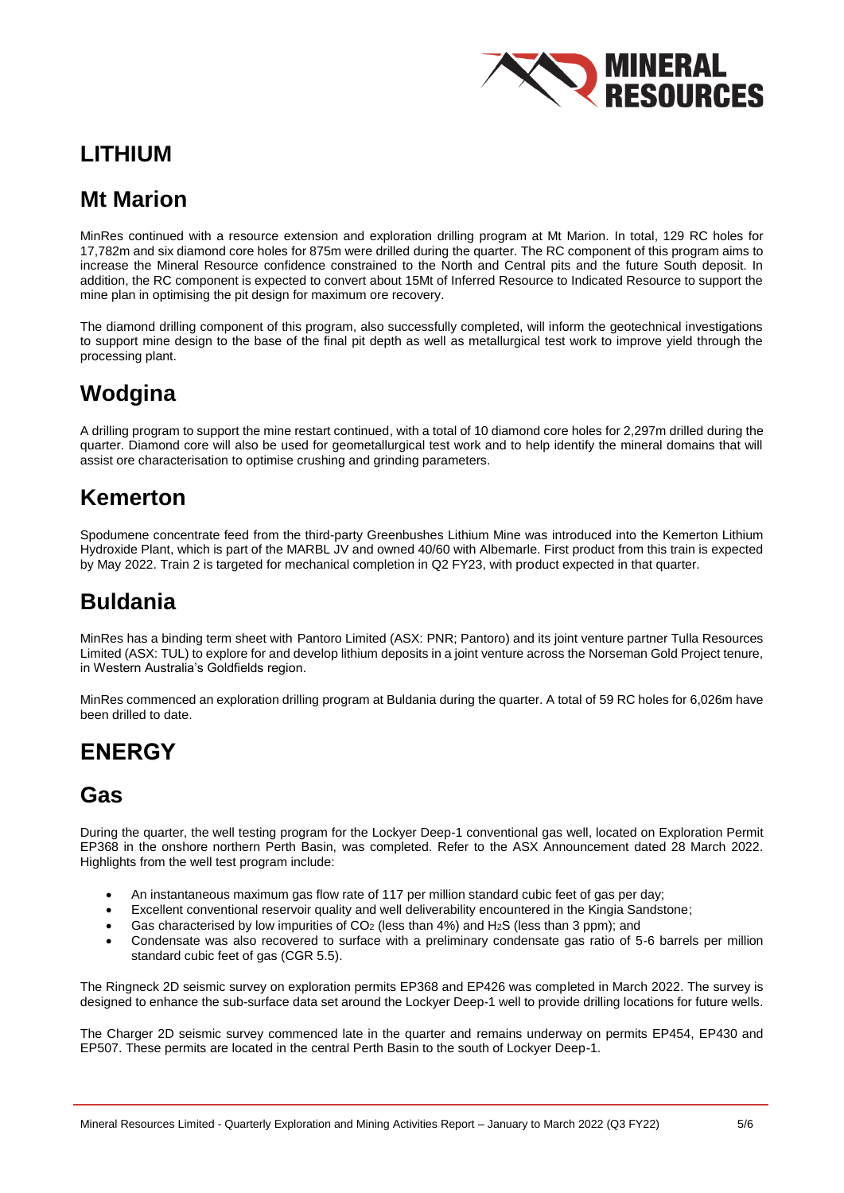# LITHIUM

## Mt Marion

MinRes continued with a resource extension and exploration drilling program at Mt Marion. In total, 129 RC holes for 17,782m and six diamond core holes for 875m were drilled during the quarter. The RC component of this program aims to increase the Mineral Resource confidence constrained to the North and Central pits and the future South deposit. In addition, the RC component is expected to convert about 15Mt of Inferred Resource to Indicated Resource to support the mine plan in optimising the pit design for maximum ore recovery.

The diamond drilling component of this program, also successfully completed, will inform the geotechnical investigations to support mine design to the base of the final pit depth as well as metallurgical test work to improve yield through the processing plant.

## Wodgina

A drilling program to support the mine restart continued, with a total of 10 diamond core holes for 2,297m drilled during the quarter. Diamond core will also be used for geometallurgical test work and to help identify the mineral domains that will assist ore characterisation to optimise crushing and grinding parameters.

## Kemerton

Spodumene concentrate feed from the third-party Greenbushes Lithium Mine was introduced into the Kemerton Lithium Hydroxide Plant, which is part of the MARBL JV and owned 40/60 with Albemarle. First product from this train is expected by May 2022. Train 2 is targeted for mechanical completion in Q2 FY23, with product expected in that quarter.

## Buldania

MinRes has a binding term sheet with Pantoro Limited (ASX: PNR; Pantoro) and its joint venture partner Tulla Resources Limited (ASX: TUL) to explore for and develop lithium deposits in a joint venture across the Norseman Gold Project tenure, in Western Australia's Goldfields region.

MinRes commenced an exploration drilling program at Buldania during the quarter. A total of 59 RC holes for 6,026m have been drilled to date.

# ENERGY

## Gas

During the quarter, the well testing program for the Lockyer Deep-1 conventional gas well, located on Exploration Permit EP368 in the onshore northern Perth Basin, was completed. Refer to the ASX Announcement dated 28 March 2022. Highlights from the well test program include:

- An instantaneous maximum gas flow rate of 117 per million standard cubic feet of gas per day;
- Excellent conventional reservoir quality and well deliverability encountered in the Kingia Sandstone;
- Gas characterised by low impurities of $CO_2$ (less than 4%) and $H_2S$ (less than 3 ppm); and
- Condensate was also recovered to surface with a preliminary condensate gas ratio of 5-6 barrels per million standard cubic feet of gas (CGR 5.5).

The Ringneck 2D seismic survey on exploration permits EP368 and EP426 was completed in March 2022. The survey is designed to enhance the sub-surface data set around the Lockyer Deep-1 well to provide drilling locations for future wells.

The Charger 2D seismic survey commenced late in the quarter and remains underway on permits EP454, EP430 and EP507. These permits are located in the central Perth Basin to the south of Lockyer Deep-1.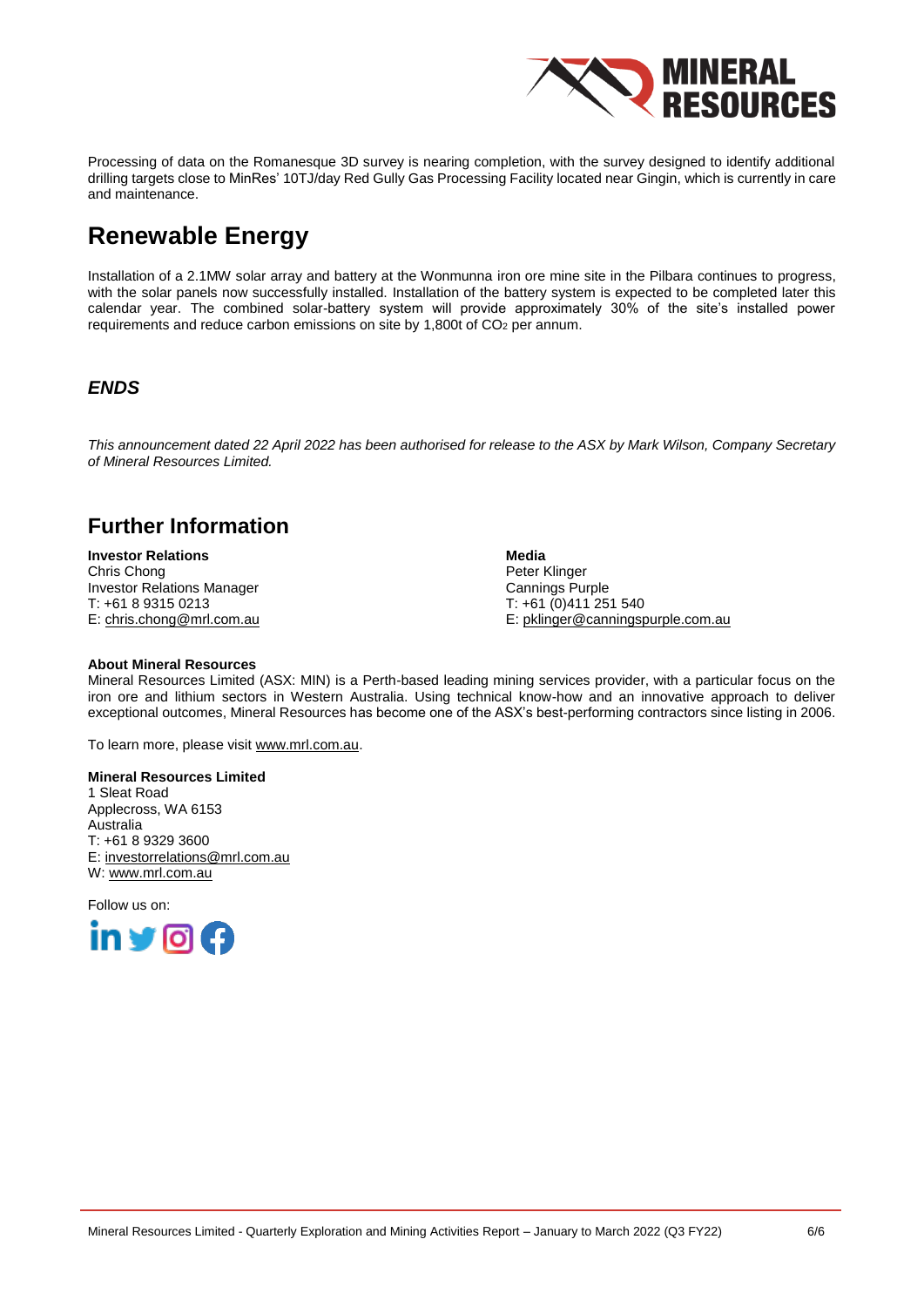Processing of data on the Romanesque 3D survey is nearing completion, with the survey designed to identify additional drilling targets close to MinRes' 10TJ/day Red Gully Gas Processing Facility located near Gingin, which is currently in care and maintenance.

# Renewable Energy

Installation of a 2.1MW solar array and battery at the Wonmunna iron ore mine site in the Pilbara continues to progress, with the solar panels now successfully installed. Installation of the battery system is expected to be completed later this calendar year. The combined solar-battery system will provide approximately 30% of the site's installed power requirements and reduce carbon emissions on site by 1,800t of $CO_2$ per annum.

## *ENDS*

*This announcement dated 22 April 2022 has been authorised for release to the ASX by Mark Wilson, Company Secretary of Mineral Resources Limited.*

# Further Information

**Investor Relations**
Chris Chong
Investor Relations Manager
T: +61 8 9315 0213
E: chris.chong@mrl.com.au

**Media**
Peter Klinger
Cannings Purple
T: +61 (0)411 251 540
E: pklinger@canningspurple.com.au

**About Mineral Resources**
Mineral Resources Limited (ASX: MIN) is a Perth-based leading mining services provider, with a particular focus on the iron ore and lithium sectors in Western Australia. Using technical know-how and an innovative approach to deliver exceptional outcomes, Mineral Resources has become one of the ASX's best-performing contractors since listing in 2006.

To learn more, please visit www.mrl.com.au.

**Mineral Resources Limited**
1 Sleat Road
Applecross, WA 6153
Australia
T: +61 8 9329 3600
E: investorrelations@mrl.com.au
W: www.mrl.com.au

Follow us on: